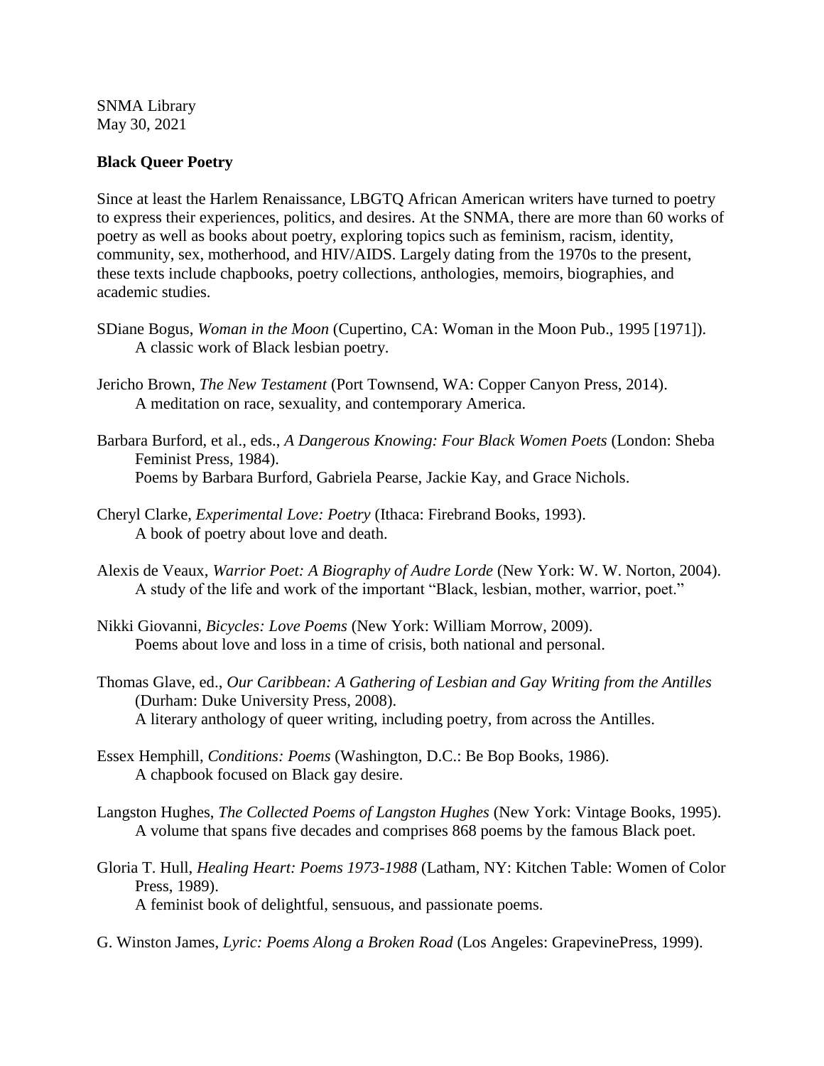SNMA Library
May 30, 2021

**Black Queer Poetry**

Since at least the Harlem Renaissance, LBGTQ African American writers have turned to poetry to express their experiences, politics, and desires. At the SNMA, there are more than 60 works of poetry as well as books about poetry, exploring topics such as feminism, racism, identity, community, sex, motherhood, and HIV/AIDS. Largely dating from the 1970s to the present, these texts include chapbooks, poetry collections, anthologies, memoirs, biographies, and academic studies.

SDiane Bogus, *Woman in the Moon* (Cupertino, CA: Woman in the Moon Pub., 1995 [1971]).
A classic work of Black lesbian poetry.

Jericho Brown, *The New Testament* (Port Townsend, WA: Copper Canyon Press, 2014).
A meditation on race, sexuality, and contemporary America.

Barbara Burford, et al., eds., *A Dangerous Knowing: Four Black Women Poets* (London: Sheba Feminist Press, 1984).
Poems by Barbara Burford, Gabriela Pearse, Jackie Kay, and Grace Nichols.

Cheryl Clarke, *Experimental Love: Poetry* (Ithaca: Firebrand Books, 1993).
A book of poetry about love and death.

Alexis de Veaux, *Warrior Poet: A Biography of Audre Lorde* (New York: W. W. Norton, 2004).
A study of the life and work of the important "Black, lesbian, mother, warrior, poet."

Nikki Giovanni, *Bicycles: Love Poems* (New York: William Morrow, 2009).
Poems about love and loss in a time of crisis, both national and personal.

Thomas Glave, ed., *Our Caribbean: A Gathering of Lesbian and Gay Writing from the Antilles* (Durham: Duke University Press, 2008).
A literary anthology of queer writing, including poetry, from across the Antilles.

Essex Hemphill, *Conditions: Poems* (Washington, D.C.: Be Bop Books, 1986).
A chapbook focused on Black gay desire.

Langston Hughes, *The Collected Poems of Langston Hughes* (New York: Vintage Books, 1995).
A volume that spans five decades and comprises 868 poems by the famous Black poet.

Gloria T. Hull, *Healing Heart: Poems 1973-1988* (Latham, NY: Kitchen Table: Women of Color Press, 1989).
A feminist book of delightful, sensuous, and passionate poems.

G. Winston James, *Lyric: Poems Along a Broken Road* (Los Angeles: GrapevinePress, 1999).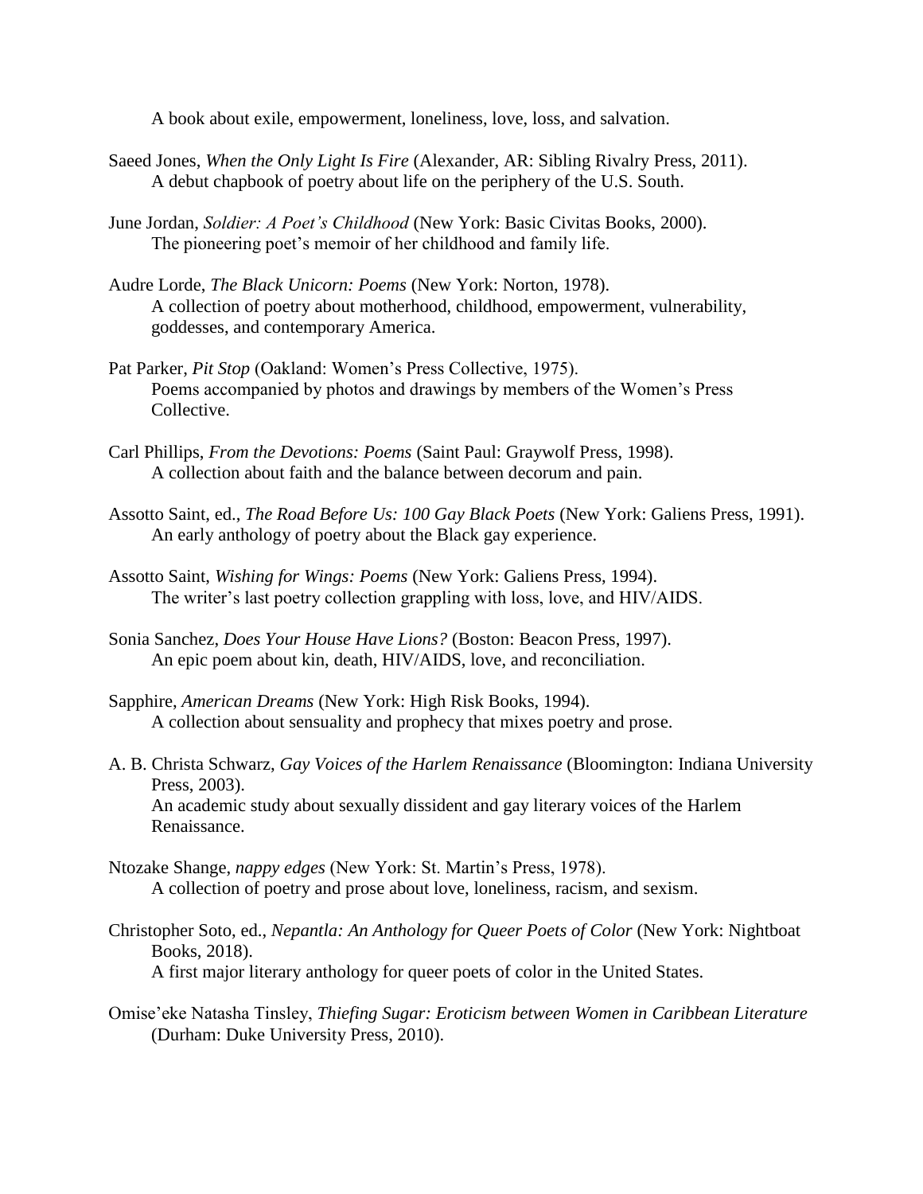A book about exile, empowerment, loneliness, love, loss, and salvation.

Saeed Jones, *When the Only Light Is Fire* (Alexander, AR: Sibling Rivalry Press, 2011).
A debut chapbook of poetry about life on the periphery of the U.S. South.

June Jordan, *Soldier: A Poet's Childhood* (New York: Basic Civitas Books, 2000).
The pioneering poet's memoir of her childhood and family life.

Audre Lorde, *The Black Unicorn: Poems* (New York: Norton, 1978).
A collection of poetry about motherhood, childhood, empowerment, vulnerability, goddesses, and contemporary America.

Pat Parker, *Pit Stop* (Oakland: Women's Press Collective, 1975).
Poems accompanied by photos and drawings by members of the Women's Press Collective.

Carl Phillips, *From the Devotions: Poems* (Saint Paul: Graywolf Press, 1998).
A collection about faith and the balance between decorum and pain.

Assotto Saint, ed., *The Road Before Us: 100 Gay Black Poets* (New York: Galiens Press, 1991).
An early anthology of poetry about the Black gay experience.

Assotto Saint, *Wishing for Wings: Poems* (New York: Galiens Press, 1994).
The writer's last poetry collection grappling with loss, love, and HIV/AIDS.

Sonia Sanchez, *Does Your House Have Lions?* (Boston: Beacon Press, 1997).
An epic poem about kin, death, HIV/AIDS, love, and reconciliation.

Sapphire, *American Dreams* (New York: High Risk Books, 1994).
A collection about sensuality and prophecy that mixes poetry and prose.

A. B. Christa Schwarz, *Gay Voices of the Harlem Renaissance* (Bloomington: Indiana University Press, 2003).
An academic study about sexually dissident and gay literary voices of the Harlem Renaissance.

Ntozake Shange, *nappy edges* (New York: St. Martin's Press, 1978).
A collection of poetry and prose about love, loneliness, racism, and sexism.

Christopher Soto, ed., *Nepantla: An Anthology for Queer Poets of Color* (New York: Nightboat Books, 2018).
A first major literary anthology for queer poets of color in the United States.

Omise'eke Natasha Tinsley, *Thiefing Sugar: Eroticism between Women in Caribbean Literature* (Durham: Duke University Press, 2010).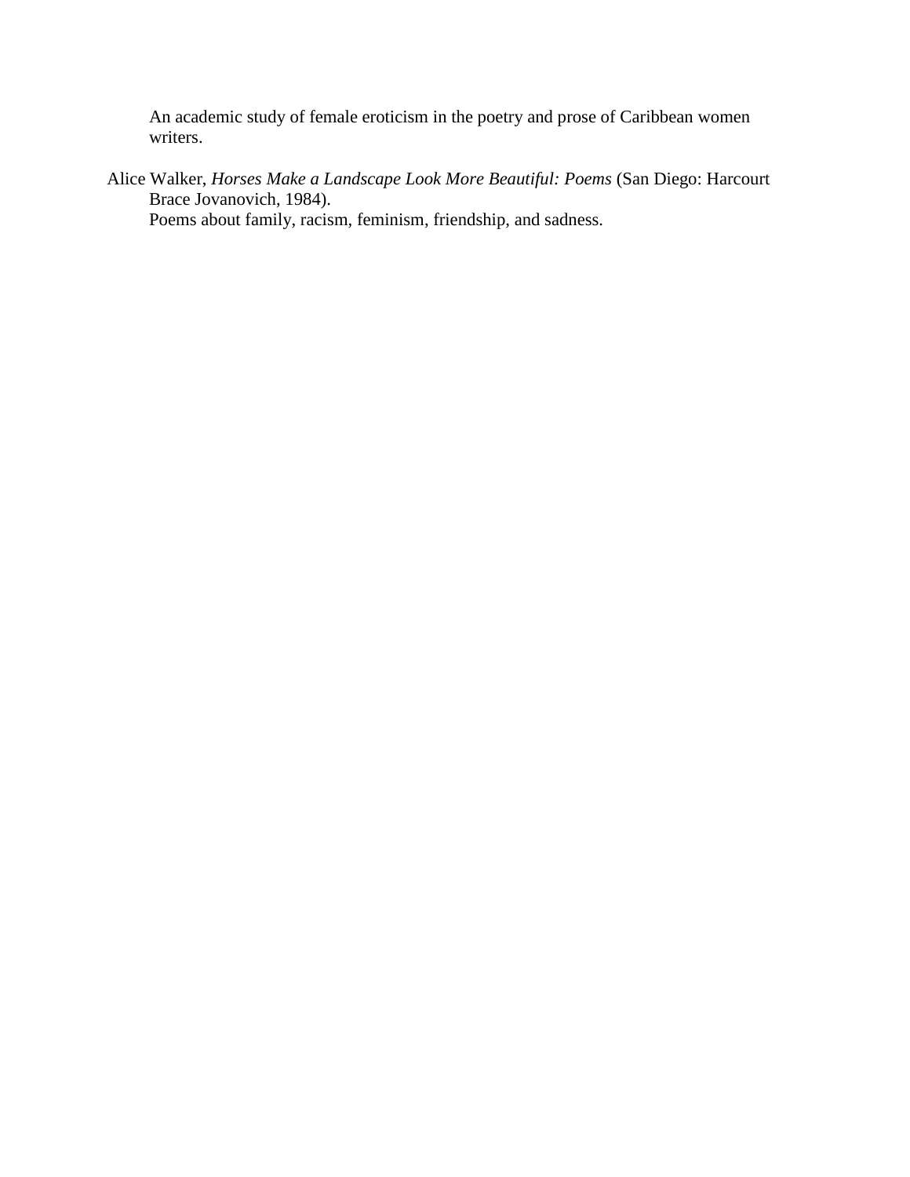An academic study of female eroticism in the poetry and prose of Caribbean women writers.

Alice Walker, *Horses Make a Landscape Look More Beautiful: Poems* (San Diego: Harcourt Brace Jovanovich, 1984).
Poems about family, racism, feminism, friendship, and sadness.